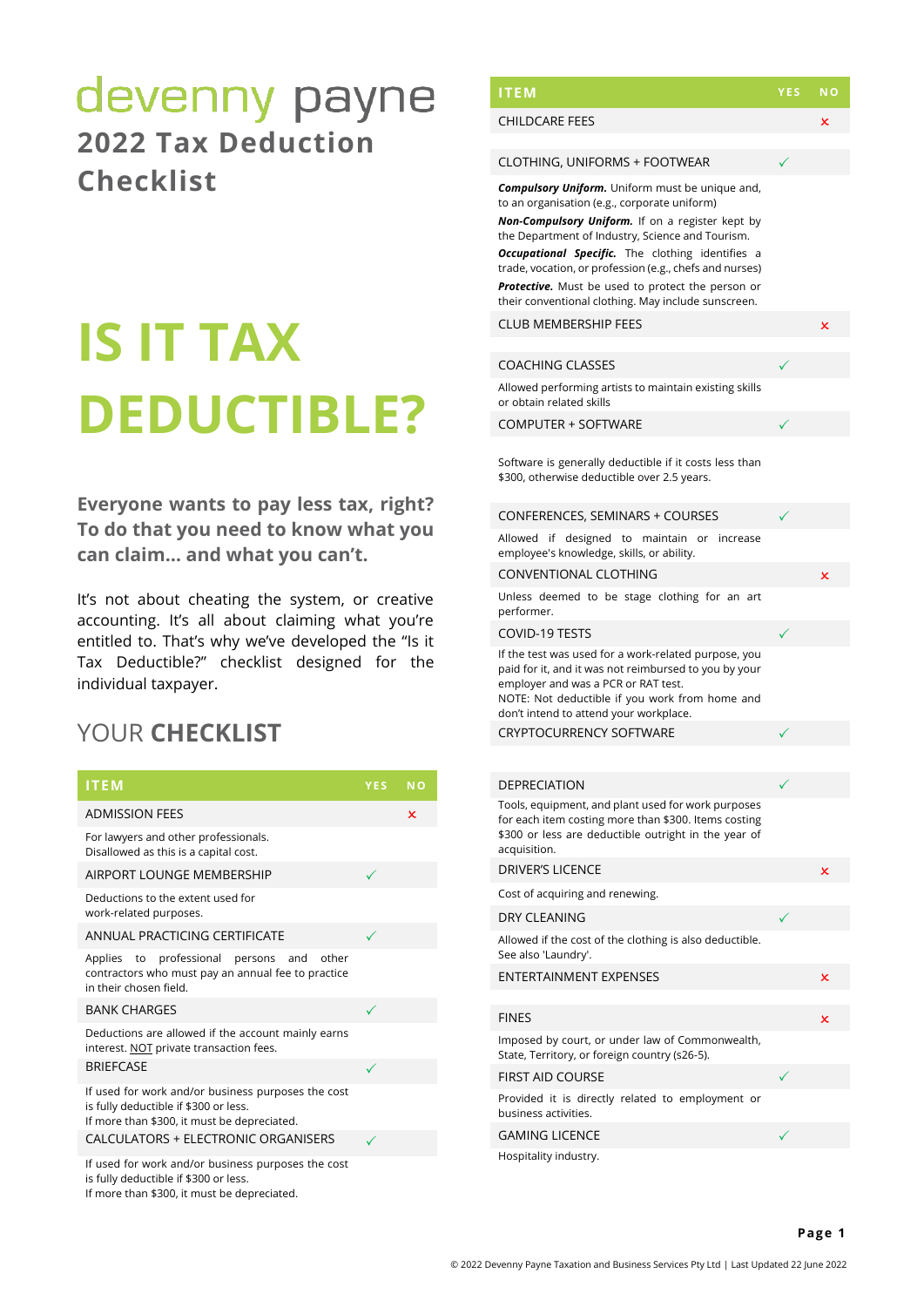# devenny payne

## 2022 Tax Deduction Checklist

# IS IT TAX DEDUCTIBLE?

**Everyone wants to pay less tax, right? To do that you need to know what you can claim… and what you can't.**

It's not about cheating the system, or creative accounting. It's all about claiming what you're entitled to. That's why we've developed the "Is it Tax Deductible?" checklist designed for the individual taxpayer.

## YOUR CHECKLIST

| ITEM | YES | NO |
|---|---|---|
| ADMISSION FEES | | ✗ |
| For lawyers and other professionals. Disallowed as this is a capital cost. | | |
| AIRPORT LOUNGE MEMBERSHIP | ✓ | |
| Deductions to the extent used for work-related purposes. | | |
| ANNUAL PRACTICING CERTIFICATE | ✓ | |
| Applies to professional persons and other contractors who must pay an annual fee to practice in their chosen field. | | |
| BANK CHARGES | ✓ | |
| Deductions are allowed if the account mainly earns interest. NOT private transaction fees. | | |
| BRIEFCASE | ✓ | |
| If used for work and/or business purposes the cost is fully deductible if $300 or less. If more than $300, it must be depreciated. | | |
| CALCULATORS + ELECTRONIC ORGANISERS | ✓ | |
| If used for work and/or business purposes the cost is fully deductible if $300 or less. If more than $300, it must be depreciated. | | |
| CHILDCARE FEES | | ✗ |
| CLOTHING, UNIFORMS + FOOTWEAR | ✓ | |
| ***Compulsory Uniform.*** Uniform must be unique and, to an organisation (e.g., corporate uniform) ***Non-Compulsory Uniform.*** If on a register kept by the Department of Industry, Science and Tourism. ***Occupational Specific.*** The clothing identifies a trade, vocation, or profession (e.g., chefs and nurses) ***Protective.*** Must be used to protect the person or their conventional clothing. May include sunscreen. | | |
| CLUB MEMBERSHIP FEES | | ✗ |
| COACHING CLASSES | ✓ | |
| Allowed performing artists to maintain existing skills or obtain related skills | | |
| COMPUTER + SOFTWARE | ✓ | |
| Software is generally deductible if it costs less than $300, otherwise deductible over 2.5 years. | | |
| CONFERENCES, SEMINARS + COURSES | ✓ | |
| Allowed if designed to maintain or increase employee's knowledge, skills, or ability. | | |
| CONVENTIONAL CLOTHING | | ✗ |
| Unless deemed to be stage clothing for an art performer. | | |
| COVID-19 TESTS | ✓ | |
| If the test was used for a work-related purpose, you paid for it, and it was not reimbursed to you by your employer and was a PCR or RAT test. NOTE: Not deductible if you work from home and don't intend to attend your workplace. | | |
| CRYPTOCURRENCY SOFTWARE | ✓ | |
| DEPRECIATION | ✓ | |
| Tools, equipment, and plant used for work purposes for each item costing more than $300. Items costing $300 or less are deductible outright in the year of acquisition. | | |
| DRIVER'S LICENCE | | ✗ |
| Cost of acquiring and renewing. | | |
| DRY CLEANING | ✓ | |
| Allowed if the cost of the clothing is also deductible. See also 'Laundry'. | | |
| ENTERTAINMENT EXPENSES | | ✗ |
| FINES | | ✗ |
| Imposed by court, or under law of Commonwealth, State, Territory, or foreign country (s26-5). | | |
| FIRST AID COURSE | ✓ | |
| Provided it is directly related to employment or business activities. | | |
| GAMING LICENCE | ✓ | |
| Hospitality industry. | | |

© 2022 Devenny Payne Taxation and Business Services Pty Ltd | Last Updated 22 June 2022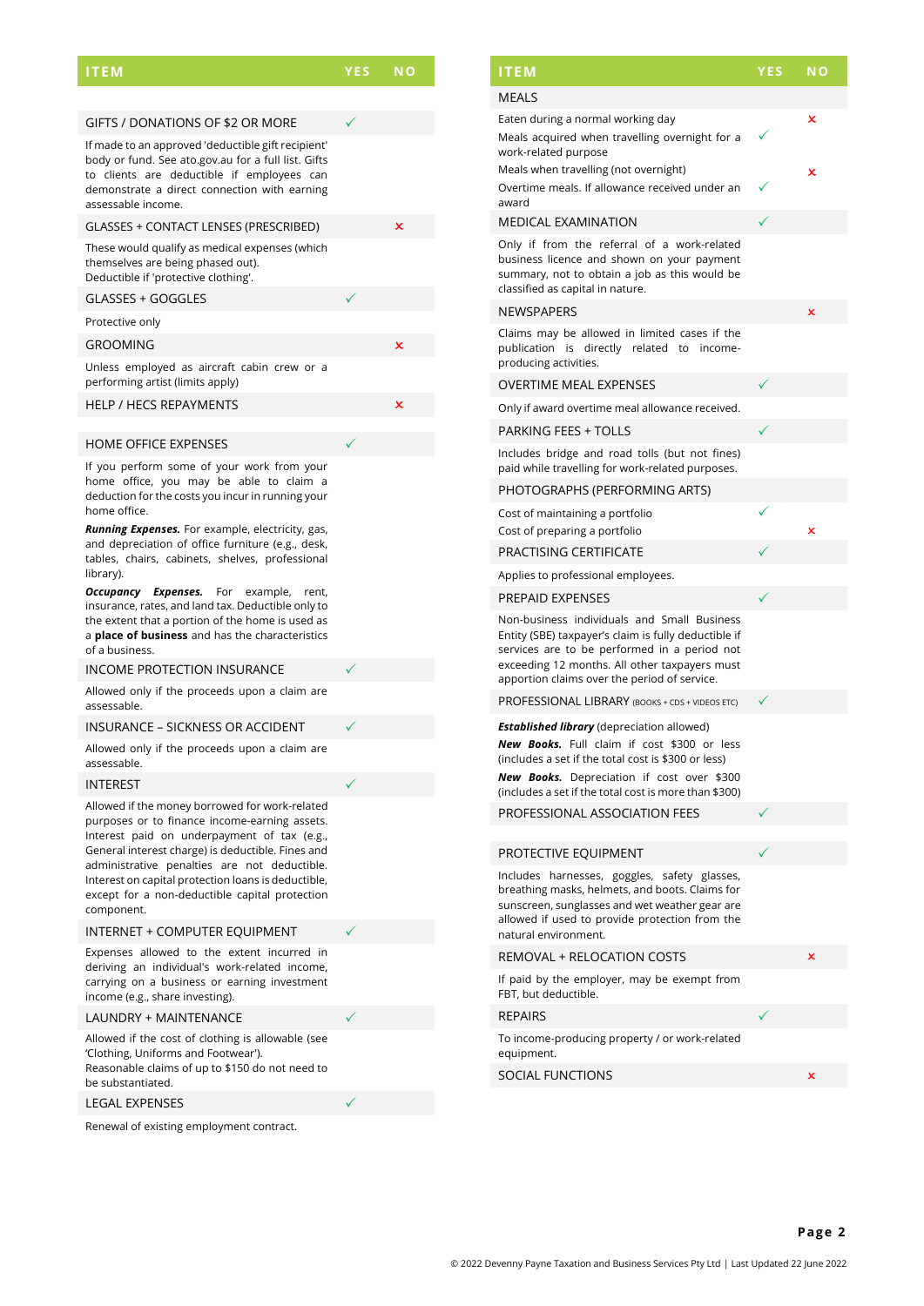| ITEM | YES | NO |
|---|---|---|
| GIFTS / DONATIONS OF $2 OR MORE | ✓ | |
| If made to an approved 'deductible gift recipient' body or fund. See ato.gov.au for a full list. Gifts to clients are deductible if employees can demonstrate a direct connection with earning assessable income. | | |
| GLASSES + CONTACT LENSES (PRESCRIBED) | | ✗ |
| These would qualify as medical expenses (which themselves are being phased out). Deductible if 'protective clothing'. | | |
| GLASSES + GOGGLES | ✓ | |
| Protective only | | |
| GROOMING | | ✗ |
| Unless employed as aircraft cabin crew or a performing artist (limits apply) | | |
| HELP / HECS REPAYMENTS | | ✗ |
| HOME OFFICE EXPENSES | ✓ | |
| If you perform some of your work from your home office, you may be able to claim a deduction for the costs you incur in running your home office.<br>***Running Expenses.*** For example, electricity, gas, and depreciation of office furniture (e.g., desk, tables, chairs, cabinets, shelves, professional library).<br>***Occupancy Expenses.*** For example, rent, insurance, rates, and land tax. Deductible only to the extent that a portion of the home is used as a **place of business** and has the characteristics of a business. | | |
| INCOME PROTECTION INSURANCE | ✓ | |
| Allowed only if the proceeds upon a claim are assessable. | | |
| INSURANCE – SICKNESS OR ACCIDENT | ✓ | |
| Allowed only if the proceeds upon a claim are assessable. | | |
| INTEREST | ✓ | |
| Allowed if the money borrowed for work-related purposes or to finance income-earning assets. Interest paid on underpayment of tax (e.g., General interest charge) is deductible. Fines and administrative penalties are not deductible. Interest on capital protection loans is deductible, except for a non-deductible capital protection component. | | |
| INTERNET + COMPUTER EQUIPMENT | ✓ | |
| Expenses allowed to the extent incurred in deriving an individual's work-related income, carrying on a business or earning investment income (e.g., share investing). | | |
| LAUNDRY + MAINTENANCE | ✓ | |
| Allowed if the cost of clothing is allowable (see 'Clothing, Uniforms and Footwear').<br>Reasonable claims of up to $150 do not need to be substantiated. | | |
| LEGAL EXPENSES | ✓ | |
| Renewal of existing employment contract. | | |

| ITEM | YES | NO |
|---|---|---|
| MEALS | | |
| Eaten during a normal working day | | ✗ |
| Meals acquired when travelling overnight for a work-related purpose | ✓ | |
| Meals when travelling (not overnight) | | ✗ |
| Overtime meals. If allowance received under an award | ✓ | |
| MEDICAL EXAMINATION | ✓ | |
| Only if from the referral of a work-related business licence and shown on your payment summary, not to obtain a job as this would be classified as capital in nature. | | |
| NEWSPAPERS | | ✗ |
| Claims may be allowed in limited cases if the publication is directly related to income-producing activities. | | |
| OVERTIME MEAL EXPENSES | ✓ | |
| Only if award overtime meal allowance received. | | |
| PARKING FEES + TOLLS | ✓ | |
| Includes bridge and road tolls (but not fines) paid while travelling for work-related purposes. | | |
| PHOTOGRAPHS (PERFORMING ARTS) | | |
| Cost of maintaining a portfolio | ✓ | |
| Cost of preparing a portfolio | | ✗ |
| PRACTISING CERTIFICATE | ✓ | |
| Applies to professional employees. | | |
| PREPAID EXPENSES | ✓ | |
| Non-business individuals and Small Business Entity (SBE) taxpayer's claim is fully deductible if services are to be performed in a period not exceeding 12 months. All other taxpayers must apportion claims over the period of service. | | |
| PROFESSIONAL LIBRARY (BOOKS + CDS + VIDEOS ETC) | ✓ | |
| ***Established library*** (depreciation allowed)<br>***New Books.*** Full claim if cost $300 or less (includes a set if the total cost is $300 or less)<br>***New Books.*** Depreciation if cost over $300 (includes a set if the total cost is more than $300) | | |
| PROFESSIONAL ASSOCIATION FEES | ✓ | |
| PROTECTIVE EQUIPMENT | ✓ | |
| Includes harnesses, goggles, safety glasses, breathing masks, helmets, and boots. Claims for sunscreen, sunglasses and wet weather gear are allowed if used to provide protection from the natural environment. | | |
| REMOVAL + RELOCATION COSTS | | ✗ |
| If paid by the employer, may be exempt from FBT, but deductible. | | |
| REPAIRS | ✓ | |
| To income-producing property / or work-related equipment. | | |
| SOCIAL FUNCTIONS | | ✗ |

© 2022 Devenny Payne Taxation and Business Services Pty Ltd | Last Updated 22 June 2022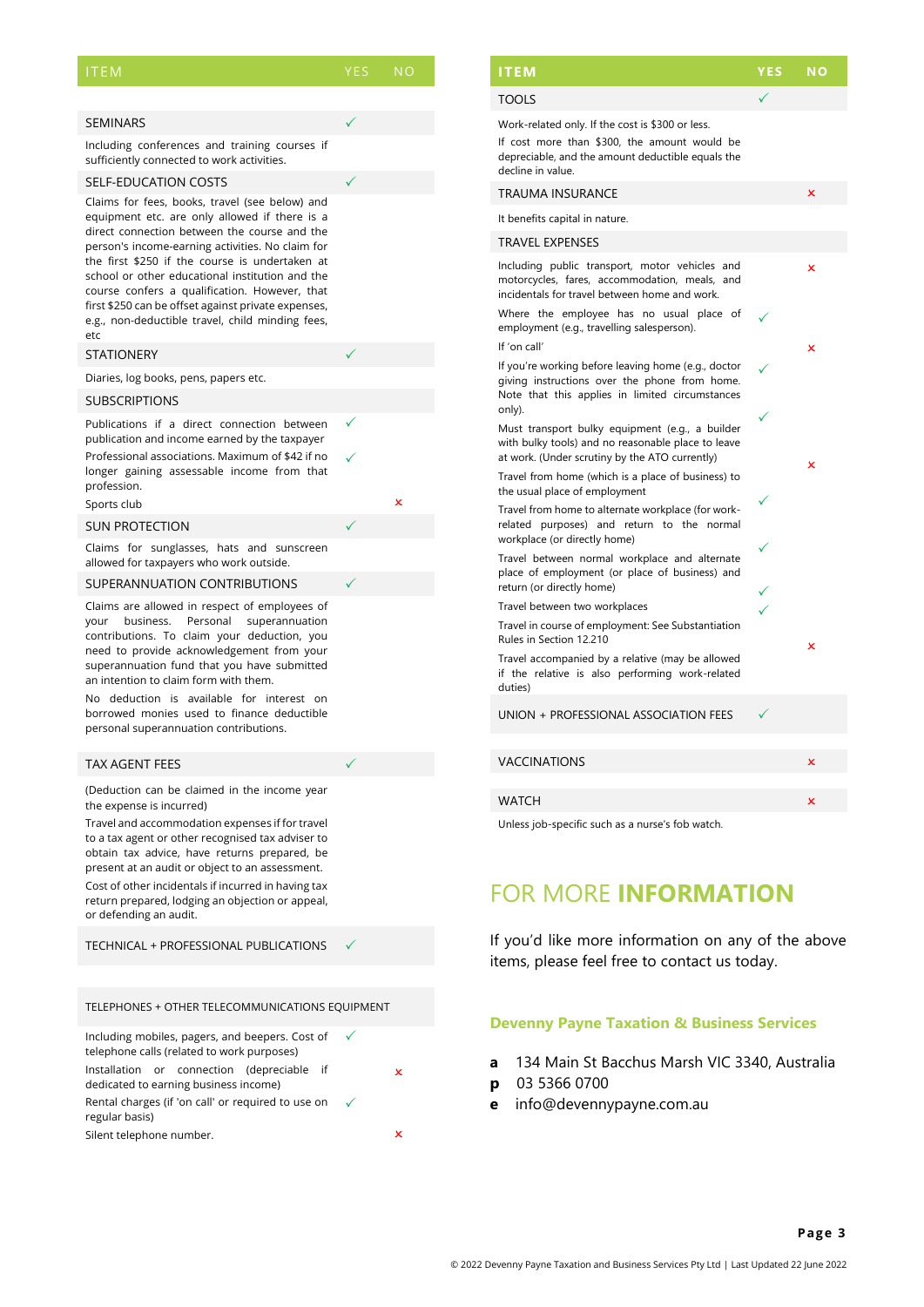| ITEM | YES | NO |
| --- | --- | --- |
| SEMINARS | ✓ | |
| Including conferences and training courses if sufficiently connected to work activities. | | |
| SELF-EDUCATION COSTS | ✓ | |
| Claims for fees, books, travel (see below) and equipment etc. are only allowed if there is a direct connection between the course and the person's income-earning activities. No claim for the first $250 if the course is undertaken at school or other educational institution and the course confers a qualification. However, that first $250 can be offset against private expenses, e.g., non-deductible travel, child minding fees, etc | | |
| STATIONERY | ✓ | |
| Diaries, log books, pens, papers etc. | | |
| SUBSCRIPTIONS | | |
| Publications if a direct connection between publication and income earned by the taxpayer | ✓ | |
| Professional associations. Maximum of $42 if no longer gaining assessable income from that profession. | ✓ | |
| Sports club | | ✗ |
| SUN PROTECTION | ✓ | |
| Claims for sunglasses, hats and sunscreen allowed for taxpayers who work outside. | | |
| SUPERANNUATION CONTRIBUTIONS | ✓ | |
| Claims are allowed in respect of employees of your business. Personal superannuation contributions. To claim your deduction, you need to provide acknowledgement from your superannuation fund that you have submitted an intention to claim form with them. | | |
| No deduction is available for interest on borrowed monies used to finance deductible personal superannuation contributions. | | |
| TAX AGENT FEES | ✓ | |
| (Deduction can be claimed in the income year the expense is incurred) | | |
| Travel and accommodation expenses if for travel to a tax agent or other recognised tax adviser to obtain tax advice, have returns prepared, be present at an audit or object to an assessment. | | |
| Cost of other incidentals if incurred in having tax return prepared, lodging an objection or appeal, or defending an audit. | | |
| TECHNICAL + PROFESSIONAL PUBLICATIONS | ✓ | |
| TELEPHONES + OTHER TELECOMMUNICATIONS EQUIPMENT | | |
| Including mobiles, pagers, and beepers. Cost of telephone calls (related to work purposes) | ✓ | |
| Installation or connection (depreciable if dedicated to earning business income) | | ✗ |
| Rental charges (if 'on call' or required to use on regular basis) | ✓ | |
| Silent telephone number. | | ✗ |

| ITEM | YES | NO |
| --- | --- | --- |
| TOOLS | ✓ | |
| Work-related only. If the cost is $300 or less. If cost more than $300, the amount would be depreciable, and the amount deductible equals the decline in value. | | |
| TRAUMA INSURANCE | | ✗ |
| It benefits capital in nature. | | |
| TRAVEL EXPENSES | | |
| Including public transport, motor vehicles and motorcycles, fares, accommodation, meals, and incidentals for travel between home and work. | | ✗ |
| Where the employee has no usual place of employment (e.g., travelling salesperson). | ✓ | |
| If 'on call' | | ✗ |
| If you're working before leaving home (e.g., doctor giving instructions over the phone from home. Note that this applies in limited circumstances only). | ✓ | |
| Must transport bulky equipment (e.g., a builder with bulky tools) and no reasonable place to leave at work. (Under scrutiny by the ATO currently) | ✓ | |
| Travel from home (which is a place of business) to the usual place of employment | | ✗ |
| Travel from home to alternate workplace (for work-related purposes) and return to the normal workplace (or directly home) | ✓ | |
| Travel between normal workplace and alternate place of employment (or place of business) and return (or directly home) | ✓ | |
| Travel between two workplaces | ✓ | |
| Travel in course of employment: See Substantiation Rules in Section 12.210 | ✓ | |
| Travel accompanied by a relative (may be allowed if the relative is also performing work-related duties) | | ✗ |
| UNION + PROFESSIONAL ASSOCIATION FEES | ✓ | |
| VACCINATIONS | | ✗ |
| WATCH | | ✗ |
| Unless job-specific such as a nurse's fob watch. | | |

## FOR MORE **INFORMATION**

If you'd like more information on any of the above items, please feel free to contact us today.

### Devenny Payne Taxation & Business Services

**a** 134 Main St Bacchus Marsh VIC 3340, Australia
**p** 03 5366 0700
**e** info@devennypayne.com.au

© 2022 Devenny Payne Taxation and Business Services Pty Ltd | Last Updated 22 June 2022